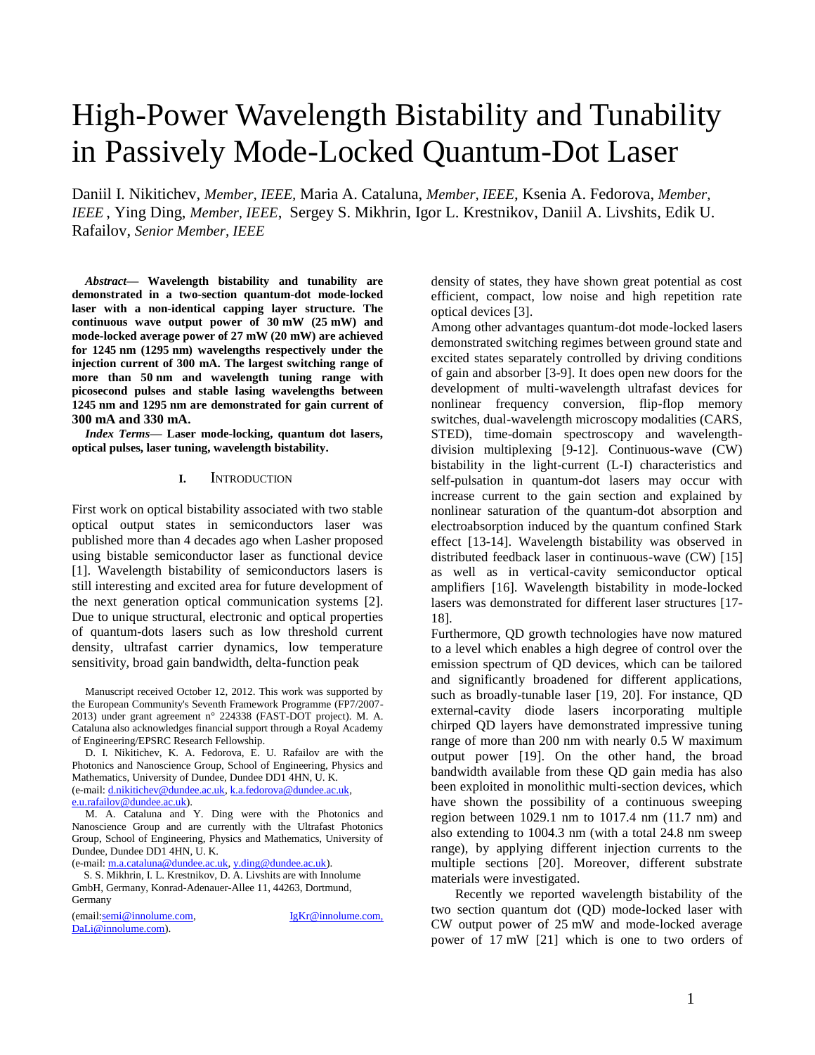# High-Power Wavelength Bistability and Tunability in Passively Mode-Locked Quantum-Dot Laser

Daniil I. Nikitichev, *Member, IEEE,* Maria A. Cataluna, *Member, IEEE*, Ksenia A. Fedorova, *Member, IEEE* , Ying Ding, *Member, IEEE*, Sergey S. Mikhrin, Igor L. Krestnikov, Daniil A. Livshits, Edik U. Rafailov, *Senior Member, IEEE*

***Abstract*— Wavelength bistability and tunability are demonstrated in a two-section quantum-dot mode-locked laser with a non-identical capping layer structure. The continuous wave output power of 30 mW (25 mW) and mode-locked average power of 27 mW (20 mW) are achieved for 1245 nm (1295 nm) wavelengths respectively under the injection current of 300 mA. The largest switching range of more than 50 nm and wavelength tuning range with picosecond pulses and stable lasing wavelengths between 1245 nm and 1295 nm are demonstrated for gain current of 300 mA and 330 mA.**

***Index Terms*— Laser mode-locking, quantum dot lasers, optical pulses, laser tuning, wavelength bistability.**

## I. Introduction

First work on optical bistability associated with two stable optical output states in semiconductors laser was published more than 4 decades ago when Lasher proposed using bistable semiconductor laser as functional device [1]. Wavelength bistability of semiconductors lasers is still interesting and excited area for future development of the next generation optical communication systems [2]. Due to unique structural, electronic and optical properties of quantum-dots lasers such as low threshold current density, ultrafast carrier dynamics, low temperature sensitivity, broad gain bandwidth, delta-function peak density of states, they have shown great potential as cost efficient, compact, low noise and high repetition rate optical devices [3].

Among other advantages quantum-dot mode-locked lasers demonstrated switching regimes between ground state and excited states separately controlled by driving conditions of gain and absorber [3-9]. It does open new doors for the development of multi-wavelength ultrafast devices for nonlinear frequency conversion, flip-flop memory switches, dual-wavelength microscopy modalities (CARS, STED), time-domain spectroscopy and wavelength-division multiplexing [9-12]. Continuous-wave (CW) bistability in the light-current (L-I) characteristics and self-pulsation in quantum-dot lasers may occur with increase current to the gain section and explained by nonlinear saturation of the quantum-dot absorption and electroabsorption induced by the quantum confined Stark effect [13-14]. Wavelength bistability was observed in distributed feedback laser in continuous-wave (CW) [15] as well as in vertical-cavity semiconductor optical amplifiers [16]. Wavelength bistability in mode-locked lasers was demonstrated for different laser structures [17-18].

Furthermore, QD growth technologies have now matured to a level which enables a high degree of control over the emission spectrum of QD devices, which can be tailored and significantly broadened for different applications, such as broadly-tunable laser [19, 20]. For instance, QD external-cavity diode lasers incorporating multiple chirped QD layers have demonstrated impressive tuning range of more than 200 nm with nearly 0.5 W maximum output power [19]. On the other hand, the broad bandwidth available from these QD gain media has also been exploited in monolithic multi-section devices, which have shown the possibility of a continuous sweeping region between 1029.1 nm to 1017.4 nm (11.7 nm) and also extending to 1004.3 nm (with a total 24.8 nm sweep range), by applying different injection currents to the multiple sections [20]. Moreover, different substrate materials were investigated.

Recently we reported wavelength bistability of the two section quantum dot (QD) mode-locked laser with CW output power of 25 mW and mode-locked average power of 17 mW [21] which is one to two orders of

Manuscript received October 12, 2012. This work was supported by the European Community's Seventh Framework Programme (FP7/2007-2013) under grant agreement n° 224338 (FAST-DOT project). M. A. Cataluna also acknowledges financial support through a Royal Academy of Engineering/EPSRC Research Fellowship.

D. I. Nikitichev, K. A. Fedorova, E. U. Rafailov are with the Photonics and Nanoscience Group, School of Engineering, Physics and Mathematics, University of Dundee, Dundee DD1 4HN, U. K. (e-mail: d.nikitichev@dundee.ac.uk, k.a.fedorova@dundee.ac.uk, e.u.rafailov@dundee.ac.uk).

M. A. Cataluna and Y. Ding were with the Photonics and Nanoscience Group and are currently with the Ultrafast Photonics Group, School of Engineering, Physics and Mathematics, University of Dundee, Dundee DD1 4HN, U. K. (e-mail: m.a.cataluna@dundee.ac.uk, y.ding@dundee.ac.uk).

S. S. Mikhrin, I. L. Krestnikov, D. A. Livshits are with Innolume GmbH, Germany, Konrad-Adenauer-Allee 11, 44263, Dortmund, Germany (email:semi@innolume.com, IgKr@innolume.com, DaLi@innolume.com).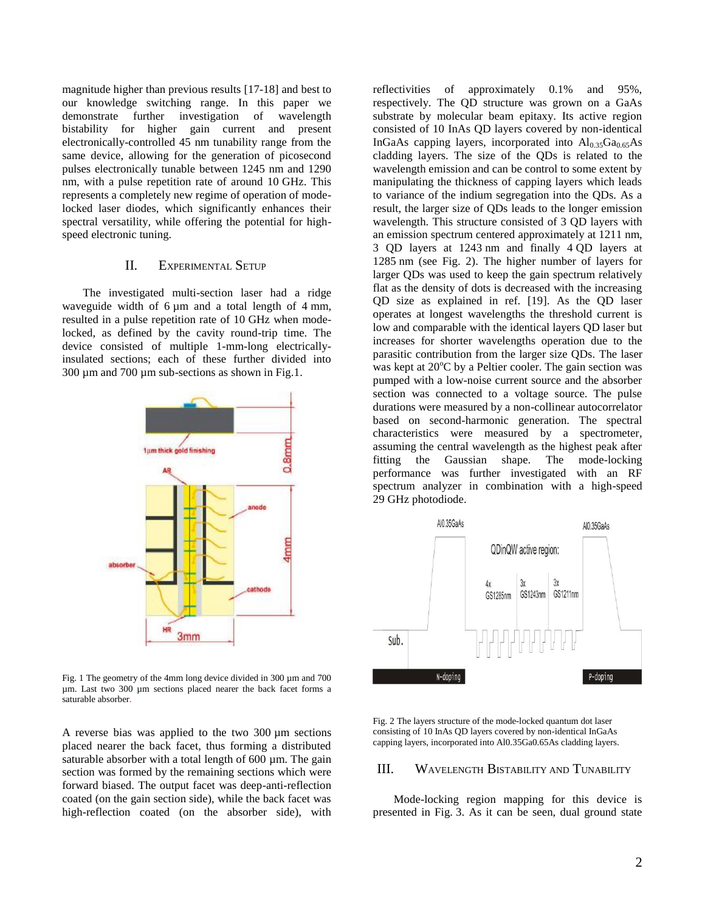magnitude higher than previous results [17-18] and best to our knowledge switching range. In this paper we demonstrate further investigation of wavelength bistability for higher gain current and present electronically-controlled 45 nm tunability range from the same device, allowing for the generation of picosecond pulses electronically tunable between 1245 nm and 1290 nm, with a pulse repetition rate of around 10 GHz. This represents a completely new regime of operation of mode-locked laser diodes, which significantly enhances their spectral versatility, while offering the potential for high-speed electronic tuning.

## II. Experimental Setup

The investigated multi-section laser had a ridge waveguide width of 6 µm and a total length of 4 mm, resulted in a pulse repetition rate of 10 GHz when mode-locked, as defined by the cavity round-trip time. The device consisted of multiple 1-mm-long electrically-insulated sections; each of these further divided into 300 µm and 700 µm sub-sections as shown in Fig.1.

Fig. 1 The geometry of the 4mm long device divided in 300 µm and 700 µm. Last two 300 µm sections placed nearer the back facet forms a saturable absorber.

A reverse bias was applied to the two 300 µm sections placed nearer the back facet, thus forming a distributed saturable absorber with a total length of 600 µm. The gain section was formed by the remaining sections which were forward biased. The output facet was deep-anti-reflection coated (on the gain section side), while the back facet was high-reflection coated (on the absorber side), with reflectivities of approximately 0.1% and 95%, respectively. The QD structure was grown on a GaAs substrate by molecular beam epitaxy. Its active region consisted of 10 InAs QD layers covered by non-identical InGaAs capping layers, incorporated into $Al_{0.35}Ga_{0.65}As$ cladding layers. The size of the QDs is related to the wavelength emission and can be control to some extent by manipulating the thickness of capping layers which leads to variance of the indium segregation into the QDs. As a result, the larger size of QDs leads to the longer emission wavelength. This structure consisted of 3 QD layers with an emission spectrum centered approximately at 1211 nm, 3 QD layers at 1243 nm and finally 4 QD layers at 1285 nm (see Fig. 2). The higher number of layers for larger QDs was used to keep the gain spectrum relatively flat as the density of dots is decreased with the increasing QD size as explained in ref. [19]. As the QD laser operates at longest wavelengths the threshold current is low and comparable with the identical layers QD laser but increases for shorter wavelengths operation due to the parasitic contribution from the larger size QDs. The laser was kept at 20°C by a Peltier cooler. The gain section was pumped with a low-noise current source and the absorber section was connected to a voltage source. The pulse durations were measured by a non-collinear autocorrelator based on second-harmonic generation. The spectral characteristics were measured by a spectrometer, assuming the central wavelength as the highest peak after fitting the Gaussian shape. The mode-locking performance was further investigated with an RF spectrum analyzer in combination with a high-speed 29 GHz photodiode.

Fig. 2 The layers structure of the mode-locked quantum dot laser consisting of 10 InAs QD layers covered by non-identical InGaAs capping layers, incorporated into Al0.35Ga0.65As cladding layers.

## III. Wavelength Bistability and Tunability

Mode-locking region mapping for this device is presented in Fig. 3. As it can be seen, dual ground state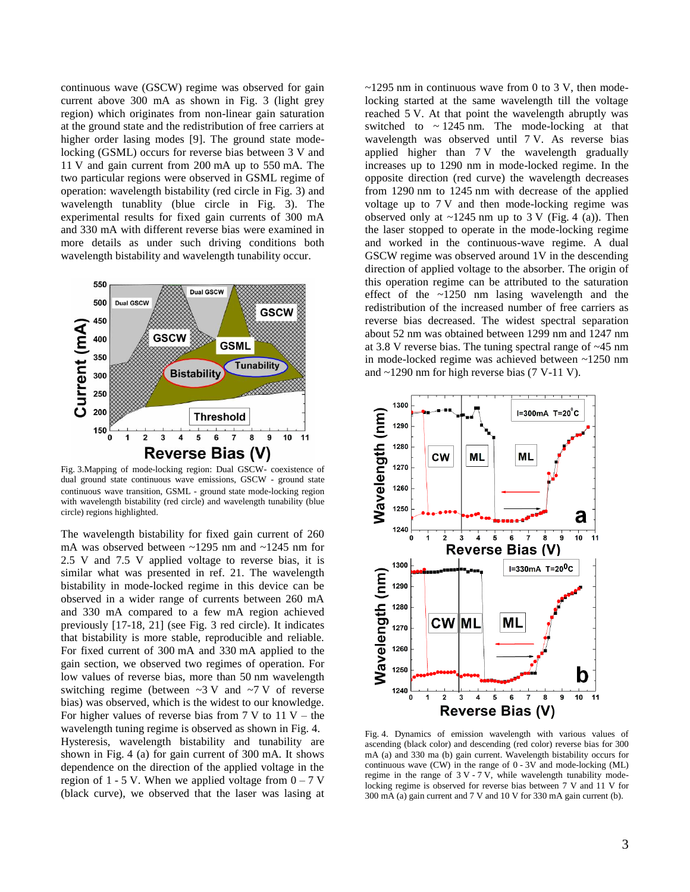continuous wave (GSCW) regime was observed for gain current above 300 mA as shown in Fig. 3 (light grey region) which originates from non-linear gain saturation at the ground state and the redistribution of free carriers at higher order lasing modes [9]. The ground state mode-locking (GSML) occurs for reverse bias between 3 V and 11 V and gain current from 200 mA up to 550 mA. The two particular regions were observed in GSML regime of operation: wavelength bistability (red circle in Fig. 3) and wavelength tunablity (blue circle in Fig. 3). The experimental results for fixed gain currents of 300 mA and 330 mA with different reverse bias were examined in more details as under such driving conditions both wavelength bistability and wavelength tunability occur.

Fig. 3.Mapping of mode-locking region: Dual GSCW- coexistence of dual ground state continuous wave emissions, GSCW - ground state continuous wave transition, GSML - ground state mode-locking region with wavelength bistability (red circle) and wavelength tunability (blue circle) regions highlighted.

The wavelength bistability for fixed gain current of 260 mA was observed between ~1295 nm and ~1245 nm for 2.5 V and 7.5 V applied voltage to reverse bias, it is similar what was presented in ref. 21. The wavelength bistability in mode-locked regime in this device can be observed in a wider range of currents between 260 mA and 330 mA compared to a few mA region achieved previously [17-18, 21] (see Fig. 3 red circle). It indicates that bistability is more stable, reproducible and reliable. For fixed current of 300 mA and 330 mA applied to the gain section, we observed two regimes of operation. For low values of reverse bias, more than 50 nm wavelength switching regime (between ~3 V and ~7 V of reverse bias) was observed, which is the widest to our knowledge. For higher values of reverse bias from 7 V to 11 V – the wavelength tuning regime is observed as shown in Fig. 4. Hysteresis, wavelength bistability and tunability are shown in Fig. 4 (a) for gain current of 300 mA. It shows dependence on the direction of the applied voltage in the region of 1 - 5 V. When we applied voltage from 0 – 7 V (black curve), we observed that the laser was lasing at ~1295 nm in continuous wave from 0 to 3 V, then mode-locking started at the same wavelength till the voltage reached 5 V. At that point the wavelength abruptly was switched to ~ 1245 nm. The mode-locking at that wavelength was observed until 7 V. As reverse bias applied higher than 7 V the wavelength gradually increases up to 1290 nm in mode-locked regime. In the opposite direction (red curve) the wavelength decreases from 1290 nm to 1245 nm with decrease of the applied voltage up to 7 V and then mode-locking regime was observed only at ~1245 nm up to 3 V (Fig. 4 (a)). Then the laser stopped to operate in the mode-locking regime and worked in the continuous-wave regime. A dual GSCW regime was observed around 1V in the descending direction of applied voltage to the absorber. The origin of this operation regime can be attributed to the saturation effect of the ~1250 nm lasing wavelength and the redistribution of the increased number of free carriers as reverse bias decreased. The widest spectral separation about 52 nm was obtained between 1299 nm and 1247 nm at 3.8 V reverse bias. The tuning spectral range of ~45 nm in mode-locked regime was achieved between ~1250 nm and ~1290 nm for high reverse bias (7 V-11 V).

Fig. 4. Dynamics of emission wavelength with various values of ascending (black color) and descending (red color) reverse bias for 300 mA (a) and 330 ma (b) gain current. Wavelength bistability occurs for continuous wave (CW) in the range of 0 - 3V and mode-locking (ML) regime in the range of 3 V - 7 V, while wavelength tunability mode-locking regime is observed for reverse bias between 7 V and 11 V for 300 mA (a) gain current and 7 V and 10 V for 330 mA gain current (b).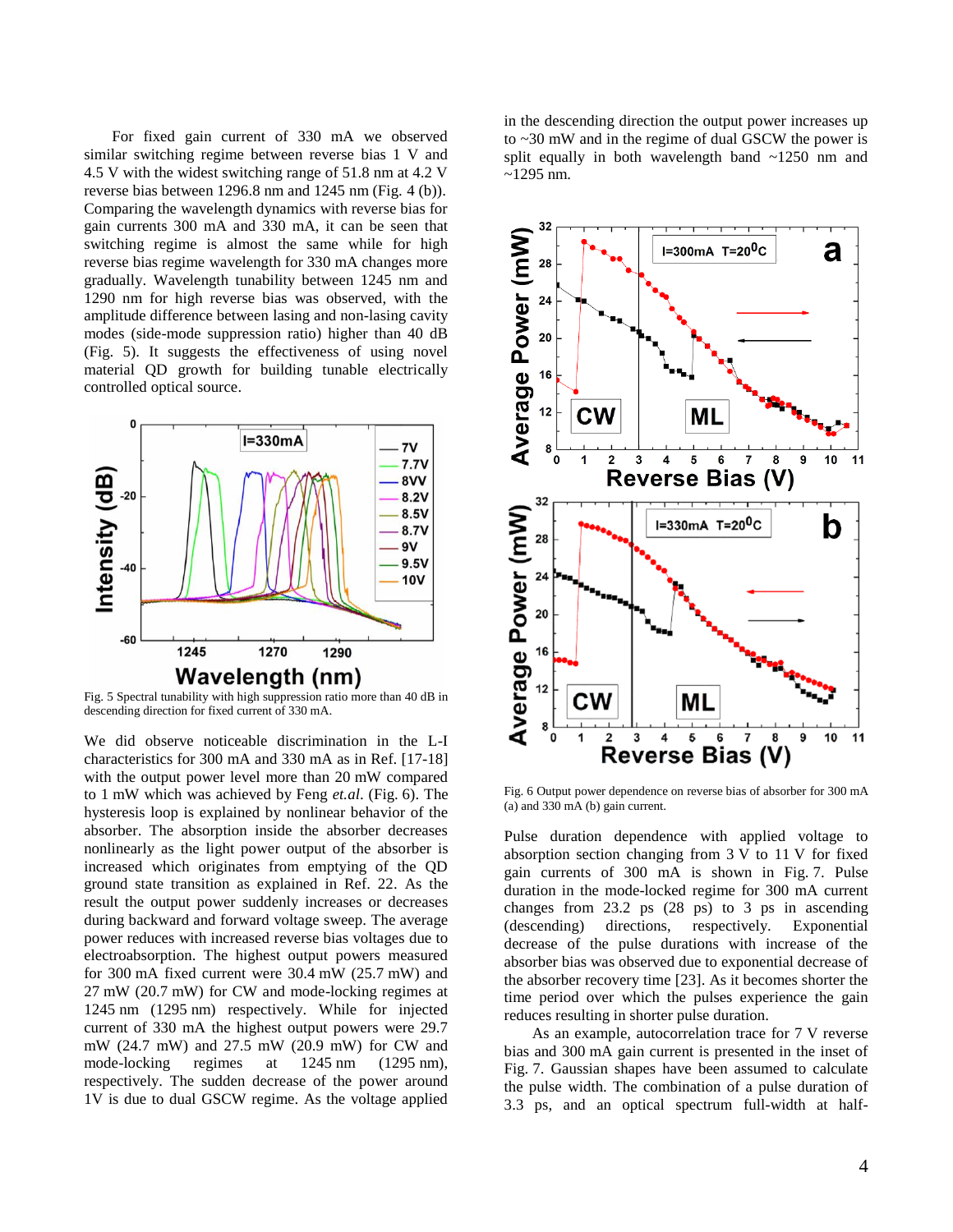For fixed gain current of 330 mA we observed similar switching regime between reverse bias 1 V and 4.5 V with the widest switching range of 51.8 nm at 4.2 V reverse bias between 1296.8 nm and 1245 nm (Fig. 4 (b)). Comparing the wavelength dynamics with reverse bias for gain currents 300 mA and 330 mA, it can be seen that switching regime is almost the same while for high reverse bias regime wavelength for 330 mA changes more gradually. Wavelength tunability between 1245 nm and 1290 nm for high reverse bias was observed, with the amplitude difference between lasing and non-lasing cavity modes (side-mode suppression ratio) higher than 40 dB (Fig. 5). It suggests the effectiveness of using novel material QD growth for building tunable electrically controlled optical source.

Fig. 5 Spectral tunability with high suppression ratio more than 40 dB in descending direction for fixed current of 330 mA.

We did observe noticeable discrimination in the L-I characteristics for 300 mA and 330 mA as in Ref. [17-18] with the output power level more than 20 mW compared to 1 mW which was achieved by Feng *et.al.* (Fig. 6). The hysteresis loop is explained by nonlinear behavior of the absorber. The absorption inside the absorber decreases nonlinearly as the light power output of the absorber is increased which originates from emptying of the QD ground state transition as explained in Ref. 22. As the result the output power suddenly increases or decreases during backward and forward voltage sweep. The average power reduces with increased reverse bias voltages due to electroabsorption. The highest output powers measured for 300 mA fixed current were 30.4 mW (25.7 mW) and 27 mW (20.7 mW) for CW and mode-locking regimes at 1245 nm (1295 nm) respectively. While for injected current of 330 mA the highest output powers were 29.7 mW (24.7 mW) and 27.5 mW (20.9 mW) for CW and mode-locking regimes at 1245 nm (1295 nm), respectively. The sudden decrease of the power around 1V is due to dual GSCW regime. As the voltage applied in the descending direction the output power increases up to ~30 mW and in the regime of dual GSCW the power is split equally in both wavelength band ~1250 nm and ~1295 nm.

Fig. 6 Output power dependence on reverse bias of absorber for 300 mA (a) and 330 mA (b) gain current.

Pulse duration dependence with applied voltage to absorption section changing from 3 V to 11 V for fixed gain currents of 300 mA is shown in Fig. 7. Pulse duration in the mode-locked regime for 300 mA current changes from 23.2 ps (28 ps) to 3 ps in ascending (descending) directions, respectively. Exponential decrease of the pulse durations with increase of the absorber bias was observed due to exponential decrease of the absorber recovery time [23]. As it becomes shorter the time period over which the pulses experience the gain reduces resulting in shorter pulse duration.

As an example, autocorrelation trace for 7 V reverse bias and 300 mA gain current is presented in the inset of Fig. 7. Gaussian shapes have been assumed to calculate the pulse width. The combination of a pulse duration of 3.3 ps, and an optical spectrum full-width at half-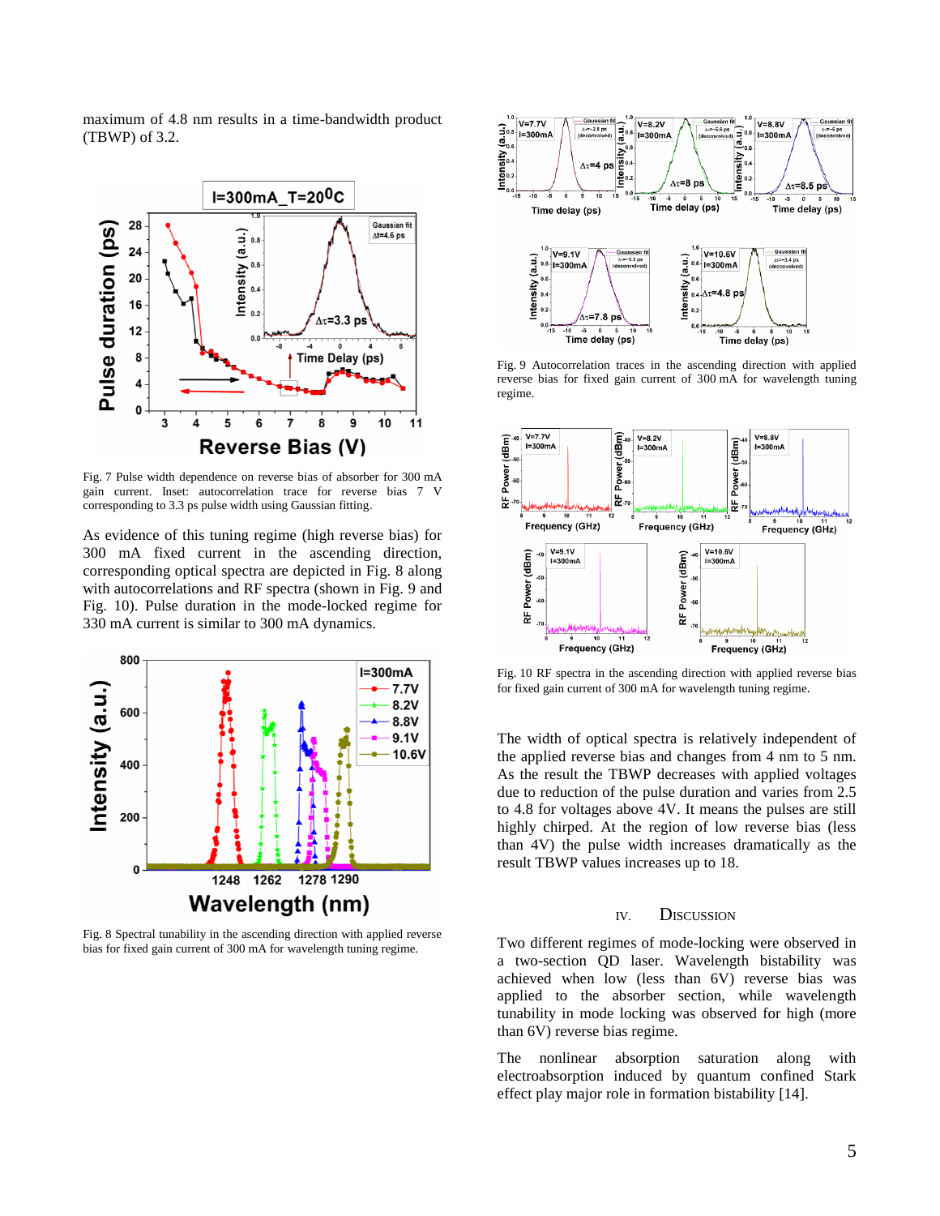maximum of 4.8 nm results in a time-bandwidth product (TBWP) of 3.2.

Fig. 7 Pulse width dependence on reverse bias of absorber for 300 mA gain current. Inset: autocorrelation trace for reverse bias 7 V corresponding to 3.3 ps pulse width using Gaussian fitting.

As evidence of this tuning regime (high reverse bias) for 300 mA fixed current in the ascending direction, corresponding optical spectra are depicted in Fig. 8 along with autocorrelations and RF spectra (shown in Fig. 9 and Fig. 10). Pulse duration in the mode-locked regime for 330 mA current is similar to 300 mA dynamics.

Fig. 8 Spectral tunability in the ascending direction with applied reverse bias for fixed gain current of 300 mA for wavelength tuning regime.

Fig. 9 Autocorrelation traces in the ascending direction with applied reverse bias for fixed gain current of 300 mA for wavelength tuning regime.

Fig. 10 RF spectra in the ascending direction with applied reverse bias for fixed gain current of 300 mA for wavelength tuning regime.

The width of optical spectra is relatively independent of the applied reverse bias and changes from 4 nm to 5 nm. As the result the TBWP decreases with applied voltages due to reduction of the pulse duration and varies from 2.5 to 4.8 for voltages above 4V. It means the pulses are still highly chirped. At the region of low reverse bias (less than 4V) the pulse width increases dramatically as the result TBWP values increases up to 18.

## IV. Discussion

Two different regimes of mode-locking were observed in a two-section QD laser. Wavelength bistability was achieved when low (less than 6V) reverse bias was applied to the absorber section, while wavelength tunability in mode locking was observed for high (more than 6V) reverse bias regime.

The nonlinear absorption saturation along with electroabsorption induced by quantum confined Stark effect play major role in formation bistability [14].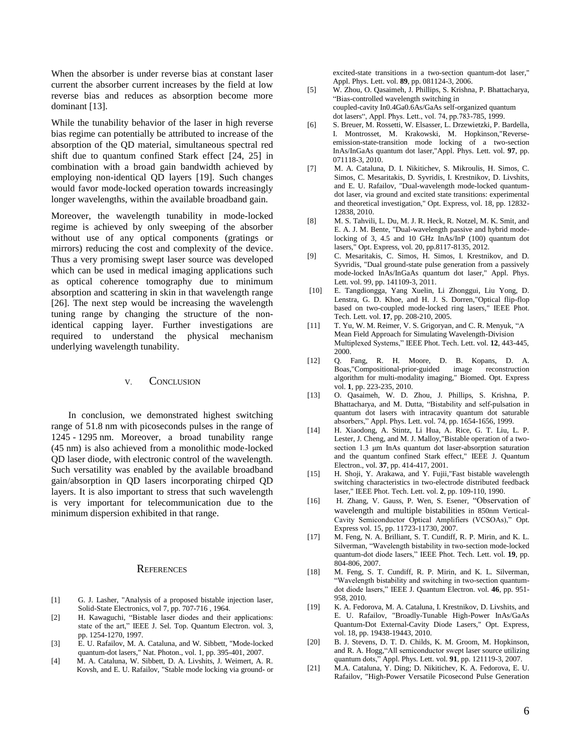When the absorber is under reverse bias at constant laser current the absorber current increases by the field at low reverse bias and reduces as absorption become more dominant [13].

While the tunability behavior of the laser in high reverse bias regime can potentially be attributed to increase of the absorption of the QD material, simultaneous spectral red shift due to quantum confined Stark effect [24, 25] in combination with a broad gain bandwidth achieved by employing non-identical QD layers [19]. Such changes would favor mode-locked operation towards increasingly longer wavelengths, within the available broadband gain.

Moreover, the wavelength tunability in mode-locked regime is achieved by only sweeping of the absorber without use of any optical components (gratings or mirrors) reducing the cost and complexity of the device. Thus a very promising swept laser source was developed which can be used in medical imaging applications such as optical coherence tomography due to minimum absorption and scattering in skin in that wavelength range [26]. The next step would be increasing the wavelength tuning range by changing the structure of the non-identical capping layer. Further investigations are required to understand the physical mechanism underlying wavelength tunability.

## V. Conclusion

In conclusion, we demonstrated highest switching range of 51.8 nm with picoseconds pulses in the range of 1245 - 1295 nm. Moreover, a broad tunability range (45 nm) is also achieved from a monolithic mode-locked QD laser diode, with electronic control of the wavelength. Such versatility was enabled by the available broadband gain/absorption in QD lasers incorporating chirped QD layers. It is also important to stress that such wavelength is very important for telecommunication due to the minimum dispersion exhibited in that range.

## References

[1] G. J. Lasher, "Analysis of a proposed bistable injection laser, Solid-State Electronics, vol 7, pp. 707-716 , 1964.

[2] H. Kawaguchi, "Bistable laser diodes and their applications: state of the art," IEEE J. Sel. Top. Quantum Electron. vol. 3, pp. 1254-1270, 1997.

[3] E. U. Rafailov, M. A. Cataluna, and W. Sibbett, "Mode-locked quantum-dot lasers," Nat. Photon., vol. 1, pp. 395-401, 2007.

[4] M. A. Cataluna, W. Sibbett, D. A. Livshits, J. Weimert, A. R. Kovsh, and E. U. Rafailov, "Stable mode locking via ground- or excited-state transitions in a two-section quantum-dot laser," Appl. Phys. Lett. vol. **89**, pp. 081124-3, 2006.

[5] W. Zhou, O. Qasaimeh, J. Phillips, S. Krishna, P. Bhattacharya, "Bias-controlled wavelength switching in coupled-cavity In0.4Ga0.6As/GaAs self-organized quantum dot lasers", Appl. Phys. Lett., vol. 74, pp.783-785, 1999.

[6] S. Breuer, M. Rossetti, W. Elsasser, L. Drzewietzki, P. Bardella, I. Montrosset, M. Krakowski, M. Hopkinson,"Reverse-emission-state-transition mode locking of a two-section InAs/InGaAs quantum dot laser,"Appl. Phys. Lett. vol. **97**, pp. 071118-3, 2010.

[7] M. A. Cataluna, D. I. Nikitichev, S. Mikroulis, H. Simos, C. Simos, C. Mesaritakis, D. Syvridis, I. Krestnikov, D. Livshits, and E. U. Rafailov, "Dual-wavelength mode-locked quantum-dot laser, via ground and excited state transitions: experimental and theoretical investigation," Opt. Express, vol. 18, pp. 12832-12838, 2010.

[8] M. S. Tahvili, L. Du, M. J. R. Heck, R. Notzel, M. K. Smit, and E. A. J. M. Bente, "Dual-wavelength passive and hybrid mode-locking of 3, 4.5 and 10 GHz InAs/InP (100) quantum dot lasers," Opt. Express, vol. 20, pp.8117-8135, 2012.

[9] C. Mesaritakis, C. Simos, H. Simos, I. Krestnikov, and D. Syvridis, "Dual ground-state pulse generation from a passively mode-locked InAs/InGaAs quantum dot laser," Appl. Phys. Lett. vol. 99, pp. 141109-3, 2011.

[10] E. Tangdiongga, Yang Xuelin, Li Zhonggui, Liu Yong, D. Lenstra, G. D. Khoe, and H. J. S. Dorren,"Optical flip-flop based on two-coupled mode-locked ring lasers," IEEE Phot. Tech. Lett. vol. **17**, pp. 208-210, 2005.

[11] T. Yu, W. M. Reimer, V. S. Grigoryan, and C. R. Menyuk, "A Mean Field Approach for Simulating Wavelength-Division Multiplexed Systems," IEEE Phot. Tech. Lett. vol. **12**, 443-445, 2000.

[12] Q. Fang, R. H. Moore, D. B. Kopans, D. A. Boas,"Compositional-prior-guided image reconstruction algorithm for multi-modality imaging," Biomed. Opt. Express vol. **1**, pp. 223-235, 2010.

[13] O. Qasaimeh, W. D. Zhou, J. Phillips, S. Krishna, P. Bhattacharya, and M. Dutta, "Bistability and self-pulsation in quantum dot lasers with intracavity quantum dot saturable absorbers," Appl. Phys. Lett. vol. 74, pp. 1654-1656, 1999.

[14] H. Xiaodong, A. Stintz, Li Hua, A. Rice, G. T. Liu, L. P. Lester, J. Cheng, and M. J. Malloy,"Bistable operation of a two-section 1.3 μm InAs quantum dot laser-absorption saturation and the quantum confined Stark effect," IEEE J. Quantum Electron., vol. **37**, pp. 414-417, 2001.

[15] H. Shoji, Y. Arakawa, and Y. Fujii,"Fast bistable wavelength switching characteristics in two-electrode distributed feedback laser," IEEE Phot. Tech. Lett. vol. **2**, pp. 109-110, 1990.

[16] H. Zhang, V. Gauss, P. Wen, S. Esener, "Observation of wavelength and multiple bistabilities in 850nm Vertical-Cavity Semiconductor Optical Amplifiers (VCSOAs)," Opt. Express vol. 15, pp. 11723-11730, 2007.

[17] M. Feng, N. A. Brilliant, S. T. Cundiff, R. P. Mirin, and K. L. Silverman, "Wavelength bistability in two-section mode-locked quantum-dot diode lasers," IEEE Phot. Tech. Lett. vol. **19**, pp. 804-806, 2007.

[18] M. Feng, S. T. Cundiff, R. P. Mirin, and K. L. Silverman, "Wavelength bistability and switching in two-section quantum-dot diode lasers," IEEE J. Quantum Electron. vol. **46**, pp. 951-958, 2010.

[19] K. A. Fedorova, M. A. Cataluna, I. Krestnikov, D. Livshits, and E. U. Rafailov, "Broadly-Tunable High-Power InAs/GaAs Quantum-Dot External-Cavity Diode Lasers," Opt. Express, vol. 18, pp. 19438-19443, 2010.

[20] B. J. Stevens, D. T. D. Childs, K. M. Groom, M. Hopkinson, and R. A. Hogg,"All semiconductor swept laser source utilizing quantum dots," Appl. Phys. Lett. vol. **91**, pp. 121119-3, 2007.

[21] M.A. Cataluna, Y. Ding; D. Nikitichev, K. A. Fedorova, E. U. Rafailov, "High-Power Versatile Picosecond Pulse Generation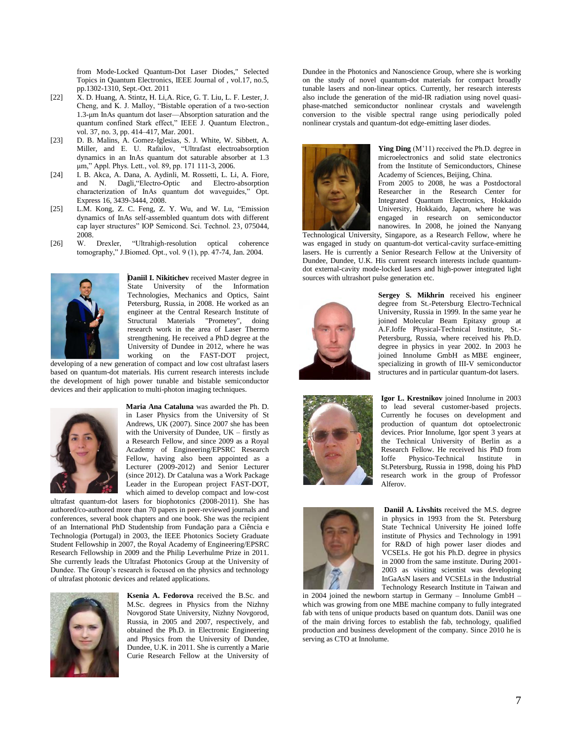from Mode-Locked Quantum-Dot Laser Diodes," Selected Topics in Quantum Electronics, IEEE Journal of , vol.17, no.5, pp.1302-1310, Sept.-Oct. 2011

[22] X. D. Huang, A. Stintz, H. Li,A. Rice, G. T. Liu, L. F. Lester, J. Cheng, and K. J. Malloy, "Bistable operation of a two-section 1.3-μm InAs quantum dot laser—Absorption saturation and the quantum confined Stark effect," IEEE J. Quantum Electron., vol. 37, no. 3, pp. 414–417, Mar. 2001.

[23] D. B. Malins, A. Gomez-Iglesias, S. J. White, W. Sibbett, A. Miller, and E. U. Rafailov, "Ultrafast electroabsorption dynamics in an InAs quantum dot saturable absorber at 1.3 μm," Appl. Phys. Lett., vol. 89, pp. 171 111-3, 2006.

[24] I. B. Akca, A. Dana, A. Aydinli, M. Rossetti, L. Li, A. Fiore, and N. Dagli,"Electro-Optic and Electro-absorption characterization of InAs quantum dot waveguides," Opt. Express 16, 3439-3444, 2008.

[25] L.M. Kong, Z. C. Feng, Z. Y. Wu, and W. Lu, "Emission dynamics of InAs self-assembled quantum dots with different cap layer structures" IOP Semicond. Sci. Technol. 23, 075044, 2008.

[26] W. Drexler, "Ultrahigh-resolution optical coherence tomography," J.Biomed. Opt., vol. 9 (1), pp. 47-74, Jan. 2004.

**Daniil I. Nikitichev** received Master degree in State University of the Information Technologies, Mechanics and Optics, Saint Petersburg, Russia, in 2008. He worked as an engineer at the Central Research Institute of Structural Materials "Prometey", doing research work in the area of Laser Thermo strengthening. He received a PhD degree at the University of Dundee in 2012, where he was working on the FAST-DOT project, developing of a new generation of compact and low cost ultrafast lasers based on quantum-dot materials. His current research interests include the development of high power tunable and bistable semiconductor devices and their application to multi-photon imaging techniques.

**Maria Ana Cataluna** was awarded the Ph. D. in Laser Physics from the University of St Andrews, UK (2007). Since 2007 she has been with the University of Dundee, UK – firstly as a Research Fellow, and since 2009 as a Royal Academy of Engineering/EPSRC Research Fellow, having also been appointed as a Lecturer (2009-2012) and Senior Lecturer (since 2012). Dr Cataluna was a Work Package Leader in the European project FAST-DOT, which aimed to develop compact and low-cost ultrafast quantum-dot lasers for biophotonics (2008-2011). She has authored/co-authored more than 70 papers in peer-reviewed journals and conferences, several book chapters and one book. She was the recipient of an International PhD Studentship from Fundação para a Ciência e Tecnologia (Portugal) in 2003, the IEEE Photonics Society Graduate Student Fellowship in 2007, the Royal Academy of Engineering/EPSRC Research Fellowship in 2009 and the Philip Leverhulme Prize in 2011. She currently leads the Ultrafast Photonics Group at the University of Dundee. The Group's research is focused on the physics and technology of ultrafast photonic devices and related applications.

**Ksenia A. Fedorova** received the B.Sc. and M.Sc. degrees in Physics from the Nizhny Novgorod State University, Nizhny Novgorod, Russia, in 2005 and 2007, respectively, and obtained the Ph.D. in Electronic Engineering and Physics from the University of Dundee, Dundee, U.K. in 2011. She is currently a Marie Curie Research Fellow at the University of Dundee in the Photonics and Nanoscience Group, where she is working on the study of novel quantum-dot materials for compact broadly tunable lasers and non-linear optics. Currently, her research interests also include the generation of the mid-IR radiation using novel quasi-phase-matched semiconductor nonlinear crystals and wavelength conversion to the visible spectral range using periodically poled nonlinear crystals and quantum-dot edge-emitting laser diodes.

**Ying Ding** (M'11) received the Ph.D. degree in microelectronics and solid state electronics from the Institute of Semiconductors, Chinese Academy of Sciences, Beijing, China. From 2005 to 2008, he was a Postdoctoral Researcher in the Research Center for Integrated Quantum Electronics, Hokkaido University, Hokkaido, Japan, where he was engaged in research on semiconductor nanowires. In 2008, he joined the Nanyang Technological University, Singapore, as a Research Fellow, where he was engaged in study on quantum-dot vertical-cavity surface-emitting lasers. He is currently a Senior Research Fellow at the University of Dundee, Dundee, U.K. His current research interests include quantum-dot external-cavity mode-locked lasers and high-power integrated light sources with ultrashort pulse generation etc.

**Sergey S. Mikhrin** received his engineer degree from St.-Petersburg Electro-Technical University, Russia in 1999. In the same year he joined Molecular Beam Epitaxy group at A.F.Ioffe Physical-Technical Institute, St.-Petersburg, Russia, where received his Ph.D. degree in physics in year 2002. In 2003 he joined Innolume GmbH as MBE engineer, specializing in growth of III-V semiconductor structures and in particular quantum-dot lasers.

**Igor L. Krestnikov** joined Innolume in 2003 to lead several customer-based projects. Currently he focuses on development and production of quantum dot optoelectronic devices. Prior Innolume, Igor spent 3 years at the Technical University of Berlin as a Research Fellow. He received his PhD from Ioffe Physico-Technical Institute in St.Petersburg, Russia in 1998, doing his PhD research work in the group of Professor Alferov.

**Daniil A. Livshits** received the M.S. degree in physics in 1993 from the St. Petersburg State Technical University He joined Ioffe institute of Physics and Technology in 1991 for R&D of high power laser diodes and VCSELs. He got his Ph.D. degree in physics in 2000 from the same institute. During 2001-2003 as visiting scientist was developing InGaAsN lasers and VCSELs in the Industrial Technology Research Institute in Taiwan and in 2004 joined the newborn startup in Germany – Innolume GmbH – which was growing from one MBE machine company to fully integrated fab with tens of unique products based on quantum dots. Daniil was one of the main driving forces to establish the fab, technology, qualified production and business development of the company. Since 2010 he is serving as CTO at Innolume.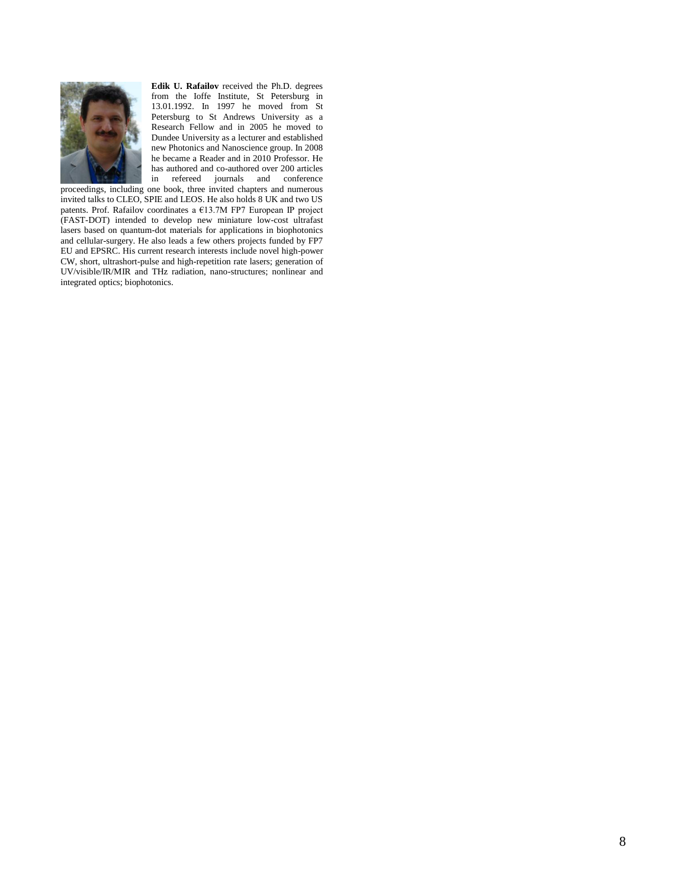**Edik U. Rafailov** received the Ph.D. degrees from the Ioffe Institute, St Petersburg in 13.01.1992. In 1997 he moved from St Petersburg to St Andrews University as a Research Fellow and in 2005 he moved to Dundee University as a lecturer and established new Photonics and Nanoscience group. In 2008 he became a Reader and in 2010 Professor. He has authored and co-authored over 200 articles in refereed journals and conference proceedings, including one book, three invited chapters and numerous invited talks to CLEO, SPIE and LEOS. He also holds 8 UK and two US patents. Prof. Rafailov coordinates a €13.7M FP7 European IP project (FAST-DOT) intended to develop new miniature low-cost ultrafast lasers based on quantum-dot materials for applications in biophotonics and cellular-surgery. He also leads a few others projects funded by FP7 EU and EPSRC. His current research interests include novel high-power CW, short, ultrashort-pulse and high-repetition rate lasers; generation of UV/visible/IR/MIR and THz radiation, nano-structures; nonlinear and integrated optics; biophotonics.